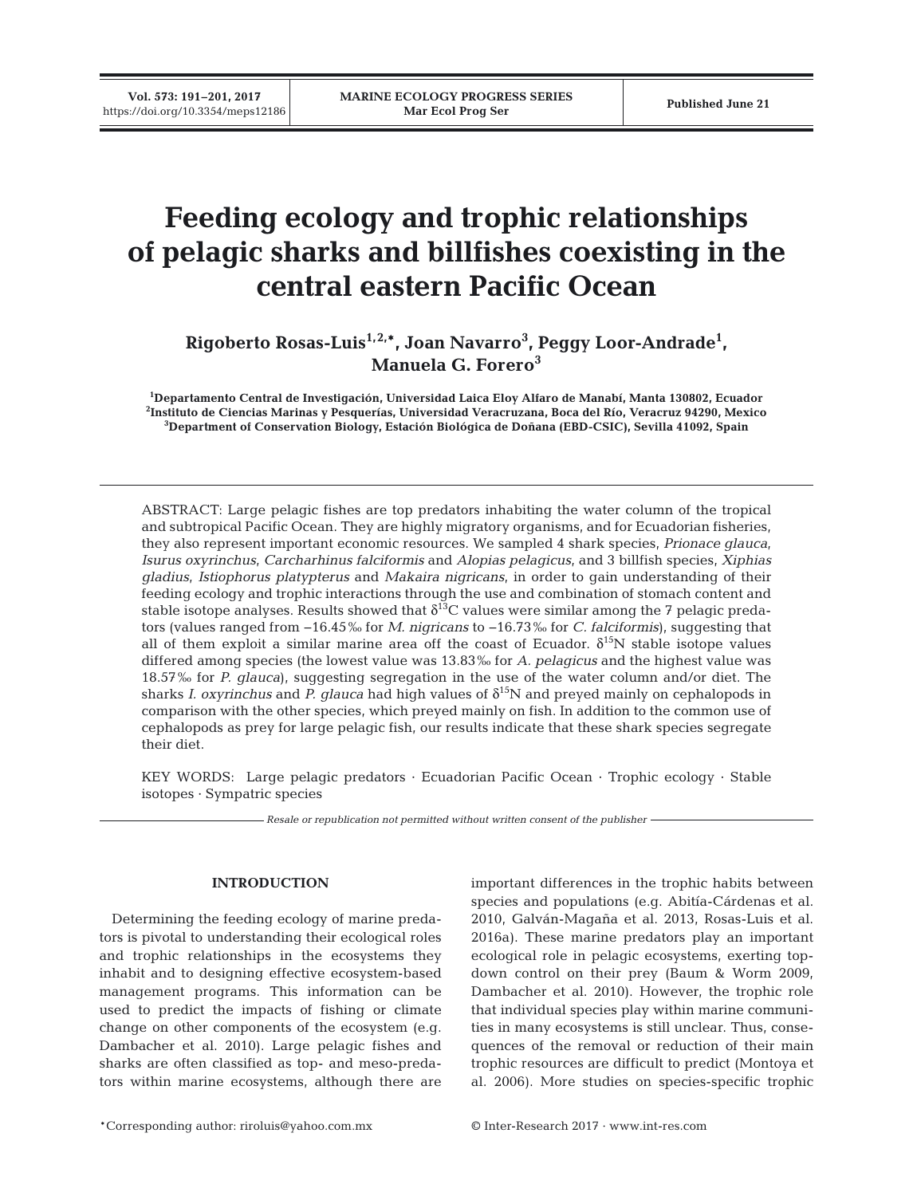# Feeding ecology and trophic relationships of pelagic sharks and billfishes coexisting in the central eastern Pacific Ocean

**Rigoberto Rosas-Luis[1,2,*], Joan Navarro[3], Peggy Loor-Andrade[1], Manuela G. Forero[3]**

[1]Departamento Central de Investigación, Universidad Laica Eloy Alfaro de Manabí, Manta 130802, Ecuador
[2]Instituto de Ciencias Marinas y Pesquerías, Universidad Veracruzana, Boca del Río, Veracruz 94290, Mexico
[3]Department of Conservation Biology, Estación Biológica de Doñana (EBD-CSIC), Sevilla 41092, Spain

ABSTRACT: Large pelagic fishes are top predators inhabiting the water column of the tropical and subtropical Pacific Ocean. They are highly migratory organisms, and for Ecuadorian fisheries, they also represent important economic resources. We sampled 4 shark species, *Prionace glauca*, *Isurus oxyrinchus*, *Carcharhinus falciformis* and *Alopias pelagicus*, and 3 billfish species, *Xiphias gladius*, *Istiophorus platypterus* and *Makaira nigricans*, in order to gain understanding of their feeding ecology and trophic interactions through the use and combination of stomach content and stable isotope analyses. Results showed that $\delta^{13}C$ values were similar among the 7 pelagic predators (values ranged from −16.45‰ for *M. nigricans* to −16.73‰ for *C. falciformis*), suggesting that all of them exploit a similar marine area off the coast of Ecuador. $\delta^{15}N$ stable isotope values differed among species (the lowest value was 13.83‰ for *A. pelagicus* and the highest value was 18.57‰ for *P. glauca*), suggesting segregation in the use of the water column and/or diet. The sharks *I. oxyrinchus* and *P. glauca* had high values of $\delta^{15}N$ and preyed mainly on cephalopods in comparison with the other species, which preyed mainly on fish. In addition to the common use of cephalopods as prey for large pelagic fish, our results indicate that these shark species segregate their diet.

KEY WORDS: Large pelagic predators · Ecuadorian Pacific Ocean · Trophic ecology · Stable isotopes · Sympatric species

*Resale or republication not permitted without written consent of the publisher*

## INTRODUCTION

Determining the feeding ecology of marine predators is pivotal to understanding their ecological roles and trophic relationships in the ecosystems they inhabit and to designing effective ecosystem-based management programs. This information can be used to predict the impacts of fishing or climate change on other components of the ecosystem (e.g. Dambacher et al. 2010). Large pelagic fishes and sharks are often classified as top- and meso-predators within marine ecosystems, although there are important differences in the trophic habits between species and populations (e.g. Abitía-Cárdenas et al. 2010, Galván-Magaña et al. 2013, Rosas-Luis et al. 2016a). These marine predators play an important ecological role in pelagic ecosystems, exerting top-down control on their prey (Baum & Worm 2009, Dambacher et al. 2010). However, the trophic role that individual species play within marine communities in many ecosystems is still unclear. Thus, consequences of the removal or reduction of their main trophic resources are difficult to predict (Montoya et al. 2006). More studies on species-specific trophic

*Corresponding author: riroluis@yahoo.com.mx

© Inter-Research 2017 · www.int-res.com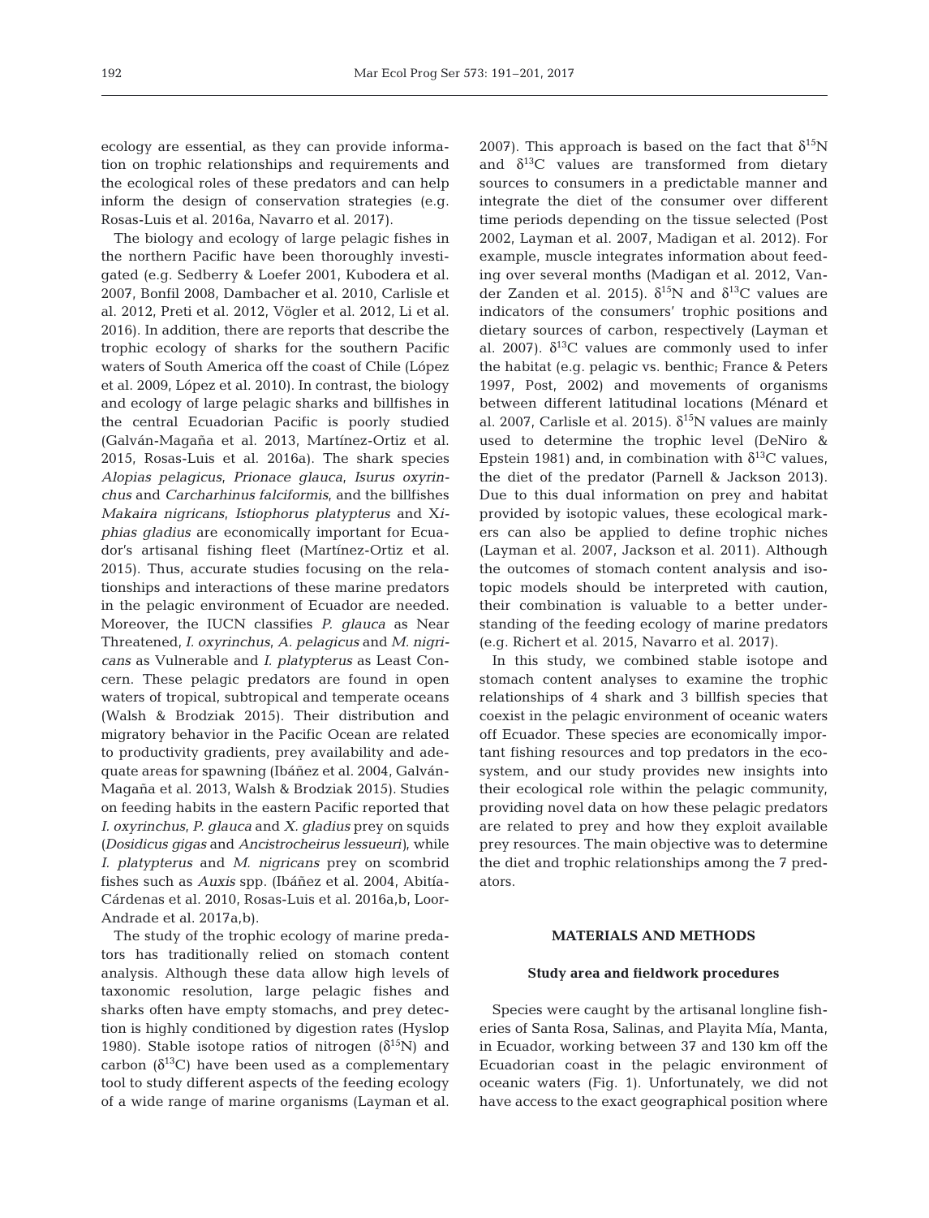ecology are essential, as they can provide information on trophic relationships and requirements and the ecological roles of these predators and can help inform the design of conservation strategies (e.g. Rosas-Luis et al. 2016a, Navarro et al. 2017).

The biology and ecology of large pelagic fishes in the northern Pacific have been thoroughly investigated (e.g. Sedberry & Loefer 2001, Kubodera et al. 2007, Bonfil 2008, Dambacher et al. 2010, Carlisle et al. 2012, Preti et al. 2012, Vögler et al. 2012, Li et al. 2016). In addition, there are reports that describe the trophic ecology of sharks for the southern Pacific waters of South America off the coast of Chile (López et al. 2009, López et al. 2010). In contrast, the biology and ecology of large pelagic sharks and billfishes in the central Ecuadorian Pacific is poorly studied (Galván-Magaña et al. 2013, Martínez-Ortiz et al. 2015, Rosas-Luis et al. 2016a). The shark species *Alopias pelagicus*, *Prionace glauca*, *Isurus oxyrinchus* and *Carcharhinus falciformis*, and the billfishes *Makaira nigricans*, *Istiophorus platypterus* and *Xiphias gladius* are economically important for Ecuador's artisanal fishing fleet (Martínez-Ortiz et al. 2015). Thus, accurate studies focusing on the relationships and interactions of these marine predators in the pelagic environment of Ecuador are needed. Moreover, the IUCN classifies *P. glauca* as Near Threatened, *I. oxyrinchus*, *A. pelagicus* and *M. nigricans* as Vulnerable and *I. platypterus* as Least Concern. These pelagic predators are found in open waters of tropical, subtropical and temperate oceans (Walsh & Brodziak 2015). Their distribution and migratory behavior in the Pacific Ocean are related to productivity gradients, prey availability and adequate areas for spawning (Ibáñez et al. 2004, Galván-Magaña et al. 2013, Walsh & Brodziak 2015). Studies on feeding habits in the eastern Pacific reported that *I. oxyrinchus*, *P. glauca* and *X. gladius* prey on squids (*Dosidicus gigas* and *Ancistrocheirus lessueuri*), while *I. platypterus* and *M. nigricans* prey on scombrid fishes such as *Auxis* spp. (Ibáñez et al. 2004, Abitía-Cárdenas et al. 2010, Rosas-Luis et al. 2016a,b, Loor-Andrade et al. 2017a,b).

The study of the trophic ecology of marine predators has traditionally relied on stomach content analysis. Although these data allow high levels of taxonomic resolution, large pelagic fishes and sharks often have empty stomachs, and prey detection is highly conditioned by digestion rates (Hyslop 1980). Stable isotope ratios of nitrogen ($\delta^{15}$N) and carbon ($\delta^{13}$C) have been used as a complementary tool to study different aspects of the feeding ecology of a wide range of marine organisms (Layman et al. 2007). This approach is based on the fact that $\delta^{15}$N and $\delta^{13}$C values are transformed from dietary sources to consumers in a predictable manner and integrate the diet of the consumer over different time periods depending on the tissue selected (Post 2002, Layman et al. 2007, Madigan et al. 2012). For example, muscle integrates information about feeding over several months (Madigan et al. 2012, Vander Zanden et al. 2015). $\delta^{15}$N and $\delta^{13}$C values are indicators of the consumers' trophic positions and dietary sources of carbon, respectively (Layman et al. 2007). $\delta^{13}$C values are commonly used to infer the habitat (e.g. pelagic vs. benthic; France & Peters 1997, Post, 2002) and movements of organisms between different latitudinal locations (Ménard et al. 2007, Carlisle et al. 2015). $\delta^{15}$N values are mainly used to determine the trophic level (DeNiro & Epstein 1981) and, in combination with $\delta^{13}$C values, the diet of the predator (Parnell & Jackson 2013). Due to this dual information on prey and habitat provided by isotopic values, these ecological markers can also be applied to define trophic niches (Layman et al. 2007, Jackson et al. 2011). Although the outcomes of stomach content analysis and isotopic models should be interpreted with caution, their combination is valuable to a better understanding of the feeding ecology of marine predators (e.g. Richert et al. 2015, Navarro et al. 2017).

In this study, we combined stable isotope and stomach content analyses to examine the trophic relationships of 4 shark and 3 billfish species that coexist in the pelagic environment of oceanic waters off Ecuador. These species are economically important fishing resources and top predators in the ecosystem, and our study provides new insights into their ecological role within the pelagic community, providing novel data on how these pelagic predators are related to prey and how they exploit available prey resources. The main objective was to determine the diet and trophic relationships among the 7 predators.

## MATERIALS AND METHODS

### Study area and fieldwork procedures

Species were caught by the artisanal longline fisheries of Santa Rosa, Salinas, and Playita Mía, Manta, in Ecuador, working between 37 and 130 km off the Ecuadorian coast in the pelagic environment of oceanic waters (Fig. 1). Unfortunately, we did not have access to the exact geographical position where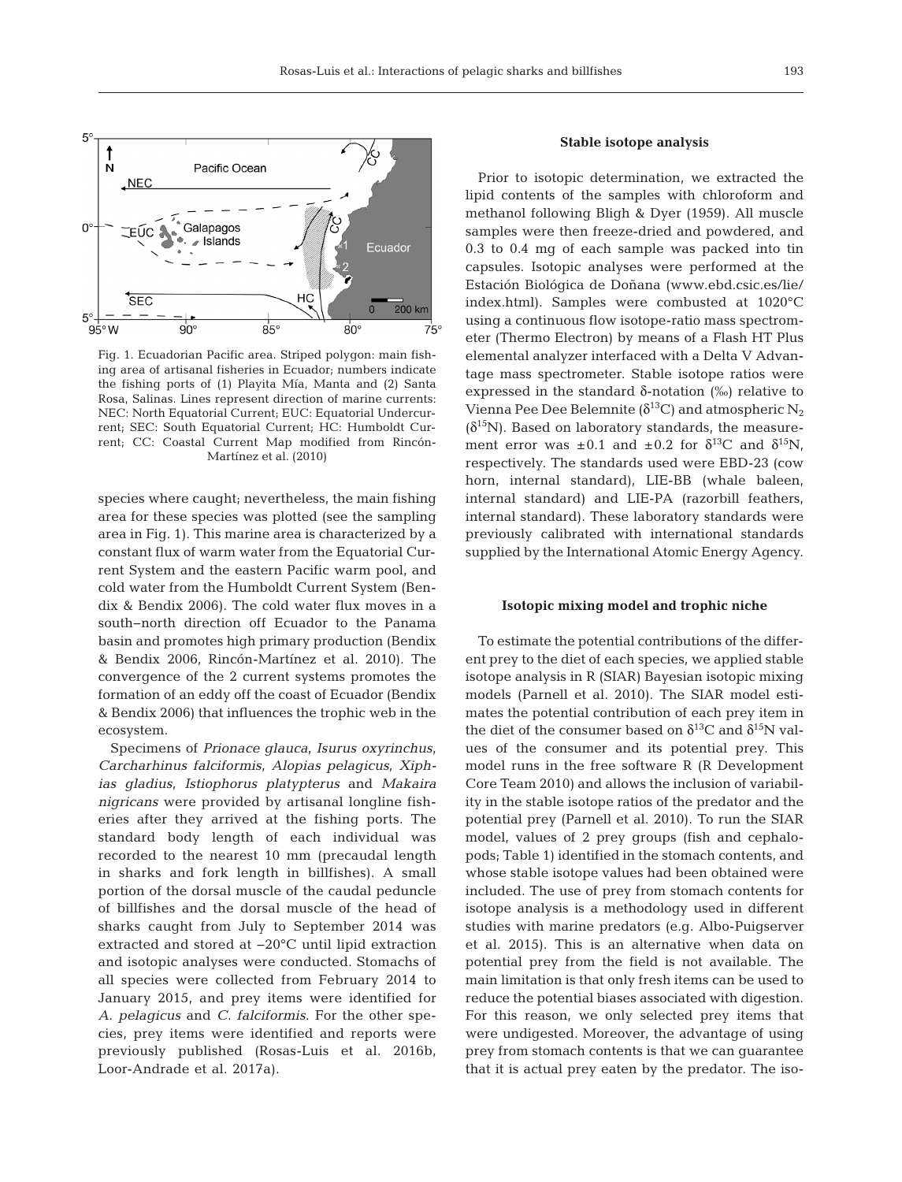Fig. 1. Ecuadorian Pacific area. Striped polygon: main fishing area of artisanal fisheries in Ecuador; numbers indicate the fishing ports of (1) Playita Mía, Manta and (2) Santa Rosa, Salinas. Lines represent direction of marine currents: NEC: North Equatorial Current; EUC: Equatorial Undercurrent; SEC: South Equatorial Current; HC: Humboldt Current; CC: Coastal Current Map modified from Rincón-Martínez et al. (2010)

species where caught; nevertheless, the main fishing area for these species was plotted (see the sampling area in Fig. 1). This marine area is characterized by a constant flux of warm water from the Equatorial Current System and the eastern Pacific warm pool, and cold water from the Humboldt Current System (Bendix & Bendix 2006). The cold water flux moves in a south–north direction off Ecuador to the Panama basin and promotes high primary production (Bendix & Bendix 2006, Rincón-Martínez et al. 2010). The convergence of the 2 current systems promotes the formation of an eddy off the coast of Ecuador (Bendix & Bendix 2006) that influences the trophic web in the ecosystem.

Specimens of *Prionace glauca*, *Isurus oxyrinchus*, *Carcharhinus falciformis*, *Alopias pelagicus*, *Xiphias gladius*, *Istiophorus platypterus* and *Makaira nigricans* were provided by artisanal longline fisheries after they arrived at the fishing ports. The standard body length of each individual was recorded to the nearest 10 mm (precaudal length in sharks and fork length in billfishes). A small portion of the dorsal muscle of the caudal peduncle of billfishes and the dorsal muscle of the head of sharks caught from July to September 2014 was extracted and stored at −20°C until lipid extraction and isotopic analyses were conducted. Stomachs of all species were collected from February 2014 to January 2015, and prey items were identified for *A. pelagicus* and *C. falciformis*. For the other species, prey items were identified and reports were previously published (Rosas-Luis et al. 2016b, Loor-Andrade et al. 2017a).

### Stable isotope analysis

Prior to isotopic determination, we extracted the lipid contents of the samples with chloroform and methanol following Bligh & Dyer (1959). All muscle samples were then freeze-dried and powdered, and 0.3 to 0.4 mg of each sample was packed into tin capsules. Isotopic analyses were performed at the Estación Biológica de Doñana (www.ebd.csic.es/lie/index.html). Samples were combusted at 1020°C using a continuous flow isotope-ratio mass spectrometer (Thermo Electron) by means of a Flash HT Plus elemental analyzer interfaced with a Delta V Advantage mass spectrometer. Stable isotope ratios were expressed in the standard δ-notation (‰) relative to Vienna Pee Dee Belemnite ($\delta^{13}C$) and atmospheric $N_2$ ($\delta^{15}N$). Based on laboratory standards, the measurement error was ±0.1 and ±0.2 for $\delta^{13}C$ and $\delta^{15}N$, respectively. The standards used were EBD-23 (cow horn, internal standard), LIE-BB (whale baleen, internal standard) and LIE-PA (razorbill feathers, internal standard). These laboratory standards were previously calibrated with international standards supplied by the International Atomic Energy Agency.

### Isotopic mixing model and trophic niche

To estimate the potential contributions of the different prey to the diet of each species, we applied stable isotope analysis in R (SIAR) Bayesian isotopic mixing models (Parnell et al. 2010). The SIAR model estimates the potential contribution of each prey item in the diet of the consumer based on $\delta^{13}C$ and $\delta^{15}N$ values of the consumer and its potential prey. This model runs in the free software R (R Development Core Team 2010) and allows the inclusion of variability in the stable isotope ratios of the predator and the potential prey (Parnell et al. 2010). To run the SIAR model, values of 2 prey groups (fish and cephalopods; Table 1) identified in the stomach contents, and whose stable isotope values had been obtained were included. The use of prey from stomach contents for isotope analysis is a methodology used in different studies with marine predators (e.g. Albo-Puigserver et al. 2015). This is an alternative when data on potential prey from the field is not available. The main limitation is that only fresh items can be used to reduce the potential biases associated with digestion. For this reason, we only selected prey items that were undigested. Moreover, the advantage of using prey from stomach contents is that we can guarantee that it is actual prey eaten by the predator. The iso-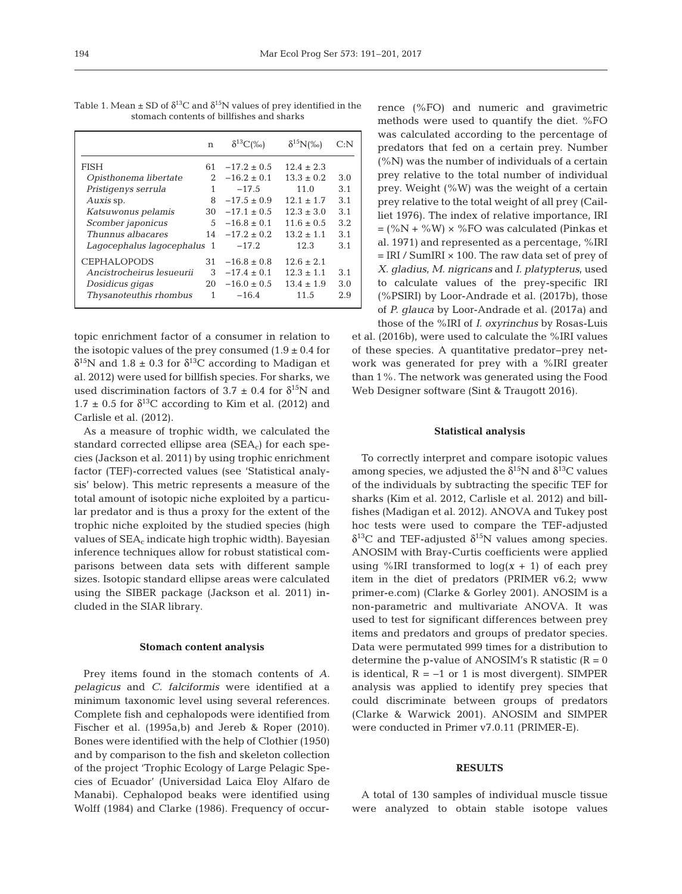Table 1. Mean ± SD of $\delta^{13}C$ and $\delta^{15}N$ values of prey identified in the stomach contents of billfishes and sharks

| | n | $\delta^{13}C$(‰) | $\delta^{15}N$(‰) | C:N |
|---|---|---|---|---|
| FISH | 61 | −17.2 ± 0.5 | 12.4 ± 2.3 | |
| *Opisthonema libertate* | 2 | −16.2 ± 0.1 | 13.3 ± 0.2 | 3.0 |
| *Pristigenys serrula* | 1 | −17.5 | 11.0 | 3.1 |
| *Auxis* sp. | 8 | −17.5 ± 0.9 | 12.1 ± 1.7 | 3.1 |
| *Katsuwonus pelamis* | 30 | −17.1 ± 0.5 | 12.3 ± 3.0 | 3.1 |
| *Scomber japonicus* | 5 | −16.8 ± 0.1 | 11.6 ± 0.5 | 3.2 |
| *Thunnus albacares* | 14 | −17.2 ± 0.2 | 13.2 ± 1.1 | 3.1 |
| *Lagocephalus lagocephalus* | 1 | −17.2 | 12.3 | 3.1 |
| CEPHALOPODS | 31 | −16.8 ± 0.8 | 12.6 ± 2.1 | |
| *Ancistrocheirus lesueurii* | 3 | −17.4 ± 0.1 | 12.3 ± 1.1 | 3.1 |
| *Dosidicus gigas* | 20 | −16.0 ± 0.5 | 13.4 ± 1.9 | 3.0 |
| *Thysanoteuthis rhombus* | 1 | −16.4 | 11.5 | 2.9 |

topic enrichment factor of a consumer in relation to the isotopic values of the prey consumed (1.9 ± 0.4 for $\delta^{15}N$ and 1.8 ± 0.3 for $\delta^{13}C$ according to Madigan et al. 2012) were used for billfish species. For sharks, we used discrimination factors of 3.7 ± 0.4 for $\delta^{15}N$ and 1.7 ± 0.5 for $\delta^{13}C$ according to Kim et al. (2012) and Carlisle et al. (2012).

As a measure of trophic width, we calculated the standard corrected ellipse area ($SEA_c$) for each species (Jackson et al. 2011) by using trophic enrichment factor (TEF)-corrected values (see 'Statistical analysis' below). This metric represents a measure of the total amount of isotopic niche exploited by a particular predator and is thus a proxy for the extent of the trophic niche exploited by the studied species (high values of $SEA_c$ indicate high trophic width). Bayesian inference techniques allow for robust statistical comparisons between data sets with different sample sizes. Isotopic standard ellipse areas were calculated using the SIBER package (Jackson et al. 2011) included in the SIAR library.

**Stomach content analysis**

Prey items found in the stomach contents of *A. pelagicus* and *C. falciformis* were identified at a minimum taxonomic level using several references. Complete fish and cephalopods were identified from Fischer et al. (1995a,b) and Jereb & Roper (2010). Bones were identified with the help of Clothier (1950) and by comparison to the fish and skeleton collection of the project 'Trophic Ecology of Large Pelagic Species of Ecuador' (Universidad Laica Eloy Alfaro de Manabi). Cephalopod beaks were identified using Wolff (1984) and Clarke (1986). Frequency of occurrence (%FO) and numeric and gravimetric methods were used to quantify the diet. %FO was calculated according to the percentage of predators that fed on a certain prey. Number (%N) was the number of individuals of a certain prey relative to the total number of individual prey. Weight (%W) was the weight of a certain prey relative to the total weight of all prey (Cailliet 1976). The index of relative importance, IRI = (%N + %W) × %FO was calculated (Pinkas et al. 1971) and represented as a percentage, %IRI = IRI / SumIRI × 100. The raw data set of prey of *X. gladius*, *M. nigricans* and *I. platypterus*, used to calculate values of the prey-specific IRI (%PSIRI) by Loor-Andrade et al. (2017b), those of *P. glauca* by Loor-Andrade et al. (2017a) and those of the %IRI of *I. oxyrinchus* by Rosas-Luis et al. (2016b), were used to calculate the %IRI values of these species. A quantitative predator–prey network was generated for prey with a %IRI greater than 1%. The network was generated using the Food Web Designer software (Sint & Traugott 2016).

**Statistical analysis**

To correctly interpret and compare isotopic values among species, we adjusted the $\delta^{15}N$ and $\delta^{13}C$ values of the individuals by subtracting the specific TEF for sharks (Kim et al. 2012, Carlisle et al. 2012) and billfishes (Madigan et al. 2012). ANOVA and Tukey post hoc tests were used to compare the TEF-adjusted $\delta^{13}C$ and TEF-adjusted $\delta^{15}N$ values among species. ANOSIM with Bray-Curtis coefficients were applied using %IRI transformed to $\log(x + 1)$ of each prey item in the diet of predators (PRIMER v6.2; www primer-e.com) (Clarke & Gorley 2001). ANOSIM is a non-parametric and multivariate ANOVA. It was used to test for significant differences between prey items and predators and groups of predator species. Data were permutated 999 times for a distribution to determine the p-value of ANOSIM's R statistic ($R = 0$ is identical, $R = -1$ or 1 is most divergent). SIMPER analysis was applied to identify prey species that could discriminate between groups of predators (Clarke & Warwick 2001). ANOSIM and SIMPER were conducted in Primer v7.0.11 (PRIMER-E).

**RESULTS**

A total of 130 samples of individual muscle tissue were analyzed to obtain stable isotope values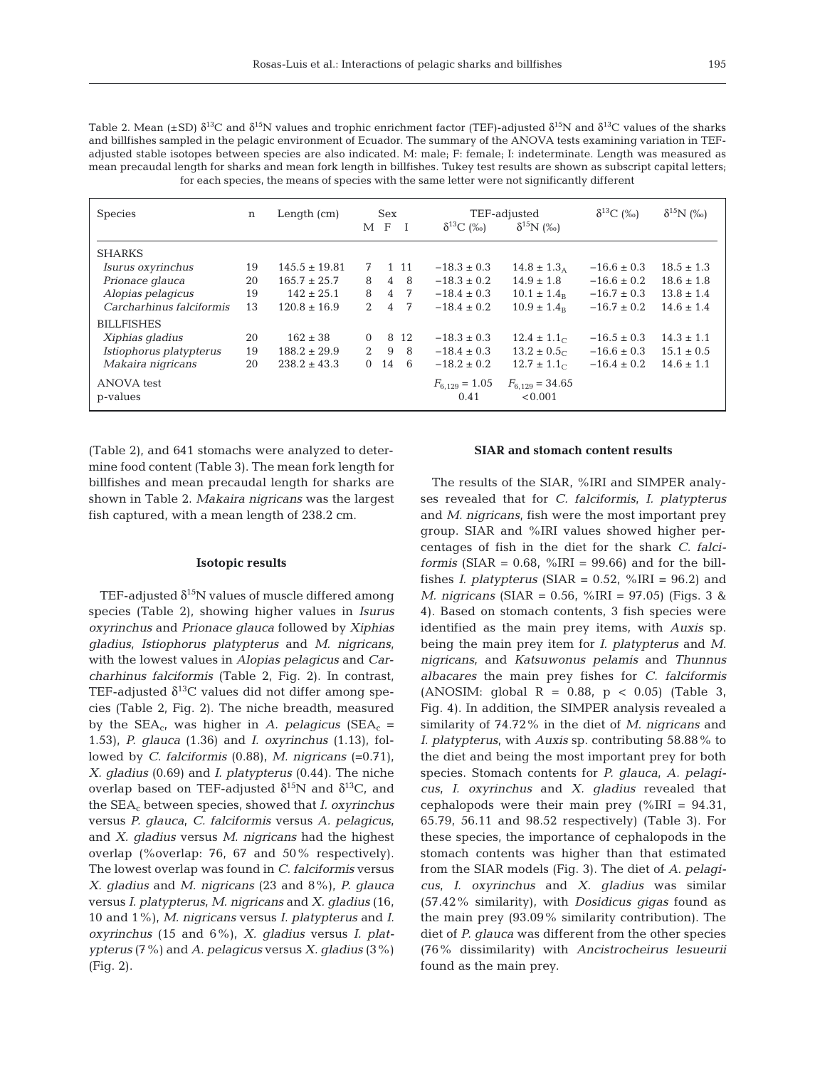Table 2. Mean (±SD) $\delta^{13}C$ and $\delta^{15}N$ values and trophic enrichment factor (TEF)-adjusted $\delta^{15}N$ and $\delta^{13}C$ values of the sharks and billfishes sampled in the pelagic environment of Ecuador. The summary of the ANOVA tests examining variation in TEF-adjusted stable isotopes between species are also indicated. M: male; F: female; I: indeterminate. Length was measured as mean precaudal length for sharks and mean fork length in billfishes. Tukey test results are shown as subscript capital letters; for each species, the means of species with the same letter were not significantly different

| Species | n | Length (cm) | Sex | | | TEF-adjusted | | $\delta^{13}C$ (‰) | $\delta^{15}N$ (‰) |
|---|---|---|---|---|---|---|---|---|---|
| | | | M | F | I | $\delta^{13}C$ (‰) | $\delta^{15}N$ (‰) | | |
| SHARKS | | | | | | | | | |
| *Isurus oxyrinchus* | 19 | 145.5 ± 19.81 | 7 | 1 | 11 | −18.3 ± 0.3 | $14.8 \pm 1.3_A$ | −16.6 ± 0.3 | 18.5 ± 1.3 |
| *Prionace glauca* | 20 | 165.7 ± 25.7 | 8 | 4 | 8 | −18.3 ± 0.2 | 14.9 ± 1.8 | −16.6 ± 0.2 | 18.6 ± 1.8 |
| *Alopias pelagicus* | 19 | 142 ± 25.1 | 8 | 4 | 7 | −18.4 ± 0.3 | $10.1 \pm 1.4_B$ | −16.7 ± 0.3 | 13.8 ± 1.4 |
| *Carcharhinus falciformis* | 13 | 120.8 ± 16.9 | 2 | 4 | 7 | −18.4 ± 0.2 | $10.9 \pm 1.4_B$ | −16.7 ± 0.2 | 14.6 ± 1.4 |
| BILLFISHES | | | | | | | | | |
| *Xiphias gladius* | 20 | 162 ± 38 | 0 | 8 | 12 | −18.3 ± 0.3 | $12.4 \pm 1.1_C$ | −16.5 ± 0.3 | 14.3 ± 1.1 |
| *Istiophorus platypterus* | 19 | 188.2 ± 29.9 | 2 | 9 | 8 | −18.4 ± 0.3 | $13.2 \pm 0.5_C$ | −16.6 ± 0.3 | 15.1 ± 0.5 |
| *Makaira nigricans* | 20 | 238.2 ± 43.3 | 0 | 14 | 6 | −18.2 ± 0.2 | $12.7 \pm 1.1_C$ | −16.4 ± 0.2 | 14.6 ± 1.1 |
| ANOVA test | | | | | | $F_{6,129} = 1.05$ | $F_{6,129} = 34.65$ | | |
| p-values | | | | | | 0.41 | <0.001 | | |

(Table 2), and 641 stomachs were analyzed to determine food content (Table 3). The mean fork length for billfishes and mean precaudal length for sharks are shown in Table 2. *Makaira nigricans* was the largest fish captured, with a mean length of 238.2 cm.

### Isotopic results

TEF-adjusted $\delta^{15}N$ values of muscle differed among species (Table 2), showing higher values in *Isurus oxyrinchus* and *Prionace glauca* followed by *Xiphias gladius*, *Istiophorus platypterus* and *M. nigricans*, with the lowest values in *Alopias pelagicus* and *Carcharhinus falciformis* (Table 2, Fig. 2). In contrast, TEF-adjusted $\delta^{13}C$ values did not differ among species (Table 2, Fig. 2). The niche breadth, measured by the $SEA_c$, was higher in *A. pelagicus* ($SEA_c$ = 1.53), *P. glauca* (1.36) and *I. oxyrinchus* (1.13), followed by *C. falciformis* (0.88), *M. nigricans* (=0.71), *X. gladius* (0.69) and *I. platypterus* (0.44). The niche overlap based on TEF-adjusted $\delta^{15}N$ and $\delta^{13}C$, and the $SEA_c$ between species, showed that *I. oxyrinchus* versus *P. glauca*, *C. falciformis* versus *A. pelagicus*, and *X. gladius* versus *M. nigricans* had the highest overlap (%overlap: 76, 67 and 50% respectively). The lowest overlap was found in *C. falciformis* versus *X. gladius* and *M. nigricans* (23 and 8%), *P. glauca* versus *I. platypterus*, *M. nigricans* and *X. gladius* (16, 10 and 1%), *M. nigricans* versus *I. platypterus* and *I. oxyrinchus* (15 and 6%), *X. gladius* versus *I. platypterus* (7%) and *A. pelagicus* versus *X. gladius* (3%) (Fig. 2).

### SIAR and stomach content results

The results of the SIAR, %IRI and SIMPER analyses revealed that for *C. falciformis*, *I. platypterus* and *M. nigricans*, fish were the most important prey group. SIAR and %IRI values showed higher percentages of fish in the diet for the shark *C. falciformis* (SIAR = 0.68, %IRI = 99.66) and for the billfishes *I. platypterus* (SIAR = 0.52, %IRI = 96.2) and *M. nigricans* (SIAR = 0.56, %IRI = 97.05) (Figs. 3 & 4). Based on stomach contents, 3 fish species were identified as the main prey items, with *Auxis* sp. being the main prey item for *I. platypterus* and *M. nigricans*, and *Katsuwonus pelamis* and *Thunnus albacares* the main prey fishes for *C. falciformis* (ANOSIM: global R = 0.88, $p < 0.05$) (Table 3, Fig. 4). In addition, the SIMPER analysis revealed a similarity of 74.72% in the diet of *M. nigricans* and *I. platypterus*, with *Auxis* sp. contributing 58.88% to the diet and being the most important prey for both species. Stomach contents for *P. glauca*, *A. pelagicus*, *I. oxyrinchus* and *X. gladius* revealed that cephalopods were their main prey (%IRI = 94.31, 65.79, 56.11 and 98.52 respectively) (Table 3). For these species, the importance of cephalopods in the stomach contents was higher than that estimated from the SIAR models (Fig. 3). The diet of *A. pelagicus*, *I. oxyrinchus* and *X. gladius* was similar (57.42% similarity), with *Dosidicus gigas* found as the main prey (93.09% similarity contribution). The diet of *P. glauca* was different from the other species (76% dissimilarity) with *Ancistrocheirus lesueurii* found as the main prey.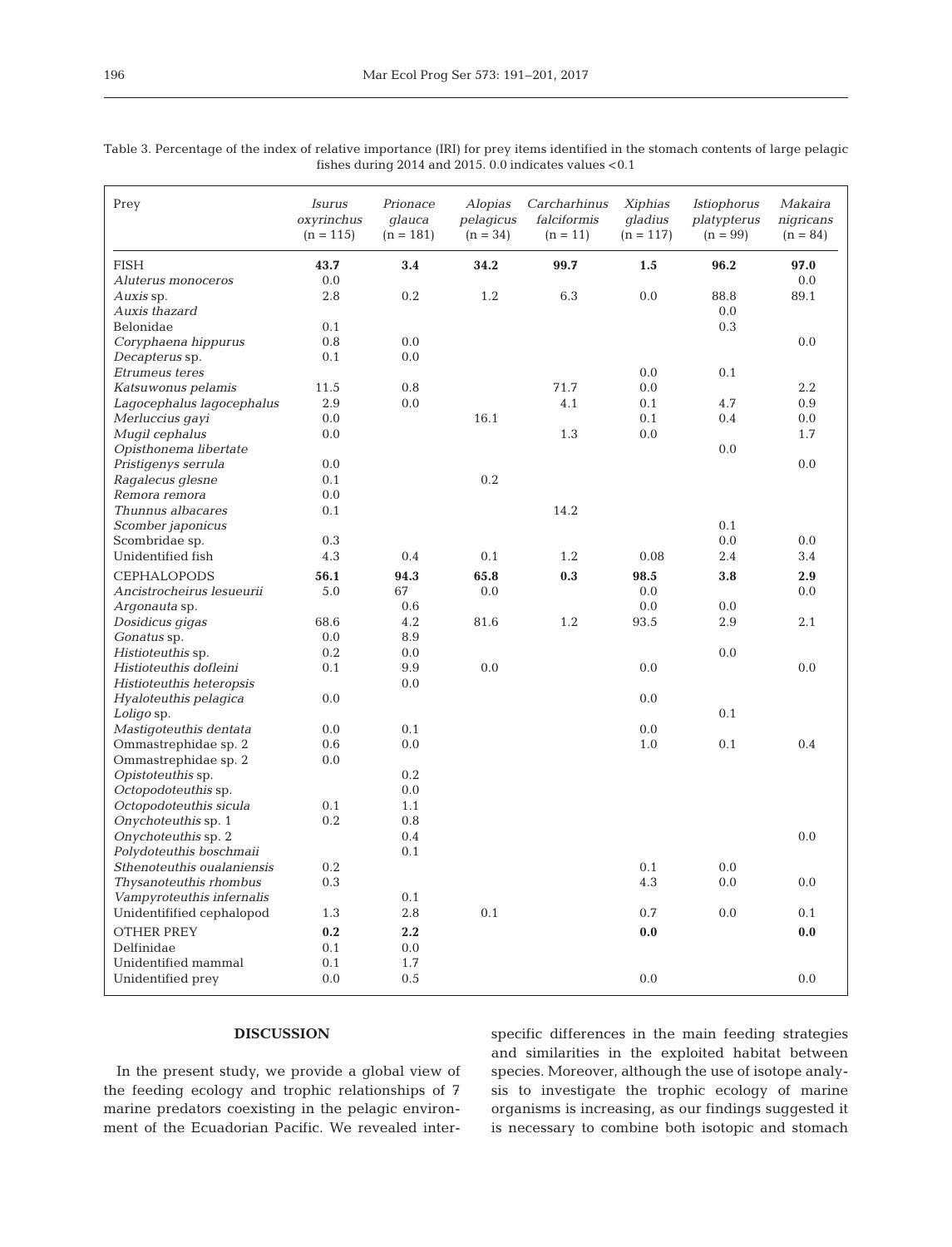Table 3. Percentage of the index of relative importance (IRI) for prey items identified in the stomach contents of large pelagic fishes during 2014 and 2015. 0.0 indicates values <0.1

| Prey | *Isurus oxyrinchus* (n = 115) | *Prionace glauca* (n = 181) | *Alopias pelagicus* (n = 34) | *Carcharhinus falciformis* (n = 11) | *Xiphias gladius* (n = 117) | *Istiophorus platypterus* (n = 99) | *Makaira nigricans* (n = 84) |
|---|---|---|---|---|---|---|---|
| FISH | **43.7** | **3.4** | **34.2** | **99.7** | **1.5** | **96.2** | **97.0** |
| *Aluterus monoceros* | 0.0 | | | | | | 0.0 |
| *Auxis* sp. | 2.8 | 0.2 | 1.2 | 6.3 | 0.0 | 88.8 | 89.1 |
| *Auxis thazard* | | | | | | 0.0 | |
| Belonidae | 0.1 | | | | | 0.3 | |
| *Coryphaena hippurus* | 0.8 | 0.0 | | | | | 0.0 |
| *Decapterus* sp. | 0.1 | 0.0 | | | | | |
| *Etrumeus teres* | | | | | 0.0 | 0.1 | |
| *Katsuwonus pelamis* | 11.5 | 0.8 | | 71.7 | 0.0 | | 2.2 |
| *Lagocephalus lagocephalus* | 2.9 | 0.0 | | 4.1 | 0.1 | 4.7 | 0.9 |
| *Merluccius gayi* | 0.0 | | 16.1 | | 0.1 | 0.4 | 0.0 |
| *Mugil cephalus* | 0.0 | | | 1.3 | 0.0 | | 1.7 |
| *Opisthonema libertate* | | | | | | 0.0 | |
| *Pristigenys serrula* | 0.0 | | | | | | 0.0 |
| *Ragalecus glesne* | 0.1 | | 0.2 | | | | |
| *Remora remora* | 0.0 | | | | | | |
| *Thunnus albacares* | 0.1 | | | 14.2 | | | |
| *Scomber japonicus* | | | | | | 0.1 | |
| Scombridae sp. | 0.3 | | | | | 0.0 | 0.0 |
| Unidentified fish | 4.3 | 0.4 | 0.1 | 1.2 | 0.08 | 2.4 | 3.4 |
| CEPHALOPODS | **56.1** | **94.3** | **65.8** | **0.3** | **98.5** | **3.8** | **2.9** |
| *Ancistrocheirus lesueurii* | 5.0 | 67 | 0.0 | | 0.0 | | 0.0 |
| *Argonauta* sp. | | 0.6 | | | 0.0 | 0.0 | |
| *Dosidicus gigas* | 68.6 | 4.2 | 81.6 | 1.2 | 93.5 | 2.9 | 2.1 |
| *Gonatus* sp. | 0.0 | 8.9 | | | | | |
| *Histioteuthis* sp. | 0.2 | 0.0 | | | | 0.0 | |
| *Histioteuthis dofleini* | 0.1 | 9.9 | 0.0 | | 0.0 | | 0.0 |
| *Histioteuthis heteropsis* | | 0.0 | | | | | |
| *Hyaloteuthis pelagica* | 0.0 | | | | 0.0 | | |
| *Loligo* sp. | | | | | | 0.1 | |
| *Mastigoteuthis dentata* | 0.0 | 0.1 | | | 0.0 | | |
| Ommastrephidae sp. 2 | 0.6 | 0.0 | | | 1.0 | 0.1 | 0.4 |
| Ommastrephidae sp. 2 | 0.0 | | | | | | |
| *Opistoteuthis* sp. | | 0.2 | | | | | |
| *Octopodoteuthis* sp. | | 0.0 | | | | | |
| *Octopodoteuthis sicula* | 0.1 | 1.1 | | | | | |
| *Onychoteuthis* sp. 1 | 0.2 | 0.8 | | | | | |
| *Onychoteuthis* sp. 2 | | 0.4 | | | | | 0.0 |
| *Polydoteuthis boschmaii* | | 0.1 | | | | | |
| *Sthenoteuthis oualaniensis* | 0.2 | | | | 0.1 | 0.0 | |
| *Thysanoteuthis rhombus* | 0.3 | | | | 4.3 | 0.0 | 0.0 |
| *Vampyroteuthis infernalis* | | 0.1 | | | | | |
| Unidentifified cephalopod | 1.3 | 2.8 | 0.1 | | 0.7 | 0.0 | 0.1 |
| OTHER PREY | **0.2** | **2.2** | | | **0.0** | | **0.0** |
| Delfinidae | 0.1 | 0.0 | | | | | |
| Unidentified mammal | 0.1 | 1.7 | | | | | |
| Unidentified prey | 0.0 | 0.5 | | | 0.0 | | 0.0 |

## DISCUSSION

In the present study, we provide a global view of the feeding ecology and trophic relationships of 7 marine predators coexisting in the pelagic environment of the Ecuadorian Pacific. We revealed inter-specific differences in the main feeding strategies and similarities in the exploited habitat between species. Moreover, although the use of isotope analysis to investigate the trophic ecology of marine organisms is increasing, as our findings suggested it is necessary to combine both isotopic and stomach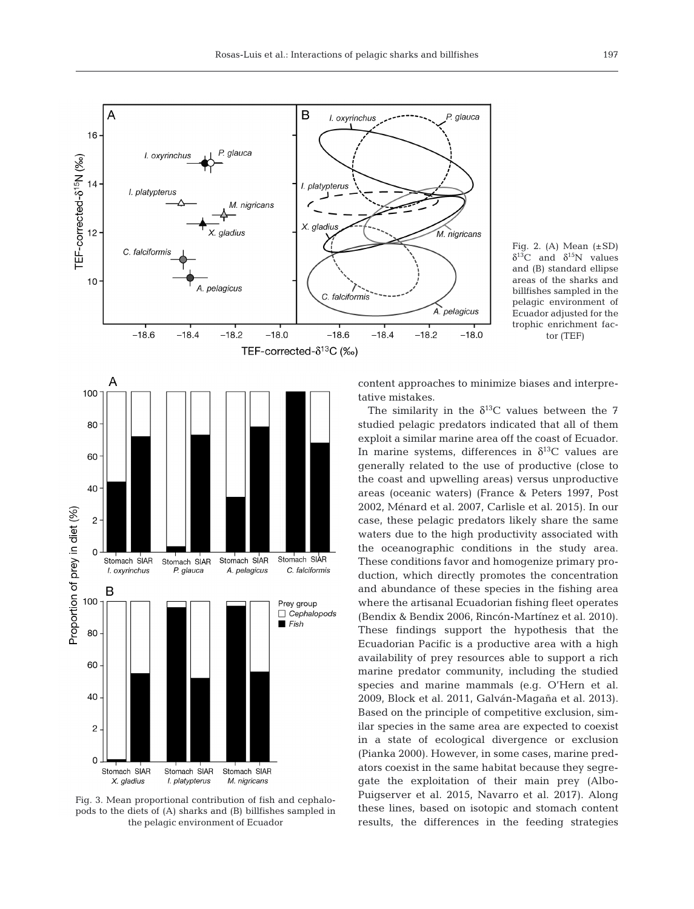Fig. 2. (A) Mean (±SD) $\delta^{13}C$ and $\delta^{15}N$ values and (B) standard ellipse areas of the sharks and billfishes sampled in the pelagic environment of Ecuador adjusted for the trophic enrichment factor (TEF)

Fig. 3. Mean proportional contribution of fish and cephalopods to the diets of (A) sharks and (B) billfishes sampled in the pelagic environment of Ecuador

content approaches to minimize biases and interpretative mistakes.

The similarity in the $\delta^{13}C$ values between the 7 studied pelagic predators indicated that all of them exploit a similar marine area off the coast of Ecuador. In marine systems, differences in $\delta^{13}C$ values are generally related to the use of productive (close to the coast and upwelling areas) versus unproductive areas (oceanic waters) (France & Peters 1997, Post 2002, Ménard et al. 2007, Carlisle et al. 2015). In our case, these pelagic predators likely share the same waters due to the high productivity associated with the oceanographic conditions in the study area. These conditions favor and homogenize primary production, which directly promotes the concentration and abundance of these species in the fishing area where the artisanal Ecuadorian fishing fleet operates (Bendix & Bendix 2006, Rincón-Martínez et al. 2010). These findings support the hypothesis that the Ecuadorian Pacific is a productive area with a high availability of prey resources able to support a rich marine predator community, including the studied species and marine mammals (e.g. O'Hern et al. 2009, Block et al. 2011, Galván-Magaña et al. 2013). Based on the principle of competitive exclusion, similar species in the same area are expected to coexist in a state of ecological divergence or exclusion (Pianka 2000). However, in some cases, marine predators coexist in the same habitat because they segregate the exploitation of their main prey (Albo-Puigserver et al. 2015, Navarro et al. 2017). Along these lines, based on isotopic and stomach content results, the differences in the feeding strategies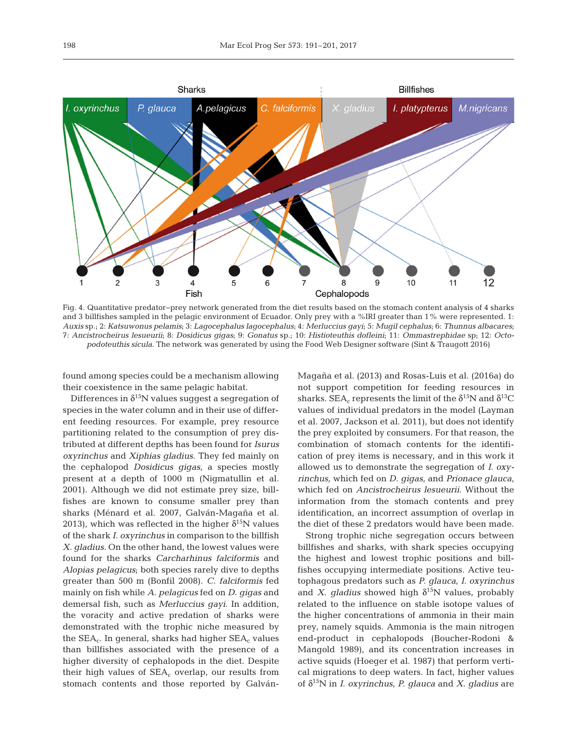Fig. 4. Quantitative predator–prey network generated from the diet results based on the stomach content analysis of 4 sharks and 3 billfishes sampled in the pelagic environment of Ecuador. Only prey with a %IRI greater than 1% were represented. 1: *Auxis* sp.; 2: *Katsuwonus pelamis*; 3: *Lagocephalus lagocephalus*; 4: *Merluccius gayi*; 5: *Mugil cephalus*; 6: *Thunnus albacares*; 7: *Ancistrocheirus lesueurii*; 8: *Dosidicus gigas*; 9: *Gonatus* sp.; 10: *Histioteuthis dofleini*; 11: *Ommastrephidae* sp; 12: *Octopodoteuthis sícula*. The network was generated by using the Food Web Designer software (Sint & Traugott 2016)

found among species could be a mechanism allowing their coexistence in the same pelagic habitat.

Differences in $\delta^{15}N$ values suggest a segregation of species in the water column and in their use of different feeding resources. For example, prey resource partitioning related to the consumption of prey distributed at different depths has been found for *Isurus oxyrinchus* and *Xiphias gladius*. They fed mainly on the cephalopod *Dosidicus gigas*, a species mostly present at a depth of 1000 m (Nigmatullin et al. 2001). Although we did not estimate prey size, billfishes are known to consume smaller prey than sharks (Ménard et al. 2007, Galván-Magaña et al. 2013), which was reflected in the higher $\delta^{15}N$ values of the shark *I. oxyrinchus* in comparison to the billfish *X. gladius*. On the other hand, the lowest values were found for the sharks *Carcharhinus falciformis* and *Alopias pelagicus*; both species rarely dive to depths greater than 500 m (Bonfil 2008). *C. falciformis* fed mainly on fish while *A. pelagicus* fed on *D. gigas* and demersal fish, such as *Merluccius gayi*. In addition, the voracity and active predation of sharks were demonstrated with the trophic niche measured by the $SEA_c$. In general, sharks had higher $SEA_c$ values than billfishes associated with the presence of a higher diversity of cephalopods in the diet. Despite their high values of $SEA_c$ overlap, our results from stomach contents and those reported by Galván-Magaña et al. (2013) and Rosas-Luis et al. (2016a) do not support competition for feeding resources in sharks. $SEA_c$ represents the limit of the $\delta^{15}N$ and $\delta^{13}C$ values of individual predators in the model (Layman et al. 2007, Jackson et al. 2011), but does not identify the prey exploited by consumers. For that reason, the combination of stomach contents for the identification of prey items is necessary, and in this work it allowed us to demonstrate the segregation of *I. oxyrinchus,* which fed on *D. gigas*, and *Prionace glauca*, which fed on *Ancistrocheirus lesueurii*. Without the information from the stomach contents and prey identification, an incorrect assumption of overlap in the diet of these 2 predators would have been made.

Strong trophic niche segregation occurs between billfishes and sharks, with shark species occupying the highest and lowest trophic positions and billfishes occupying intermediate positions. Active teutophagous predators such as *P. glauca*, *I. oxyrinchus* and *X. gladius* showed high $\delta^{15}N$ values, probably related to the influence on stable isotope values of the higher concentrations of ammonia in their main prey, namely squids. Ammonia is the main nitrogen end-product in cephalopods (Boucher-Rodoni & Mangold 1989), and its concentration increases in active squids (Hoeger et al. 1987) that perform vertical migrations to deep waters. In fact, higher values of $\delta^{15}N$ in *I. oxyrinchus*, *P. glauca* and *X. gladius* are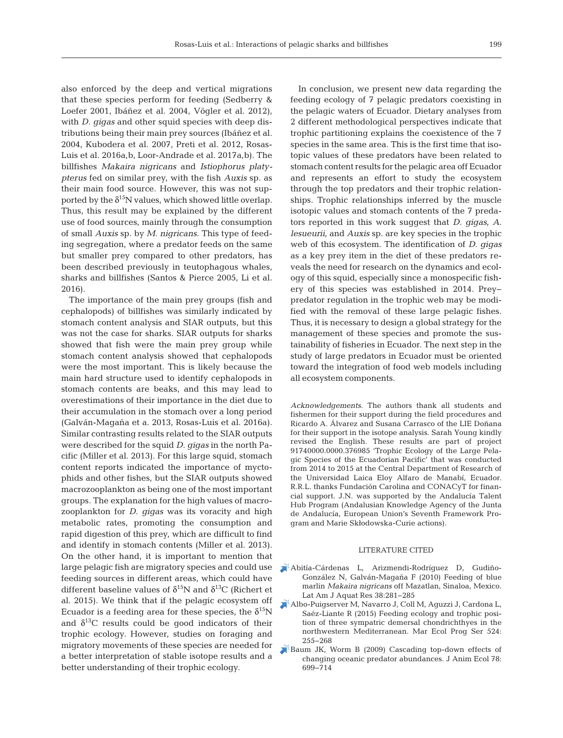also enforced by the deep and vertical migrations that these species perform for feeding (Sedberry & Loefer 2001, Ibáñez et al. 2004, Vögler et al. 2012), with *D. gigas* and other squid species with deep distributions being their main prey sources (Ibáñez et al. 2004, Kubodera et al. 2007, Preti et al. 2012, Rosas-Luis et al. 2016a,b, Loor-Andrade et al. 2017a,b). The billfishes *Makaira nigricans* and *Istiophorus platypterus* fed on similar prey, with the fish *Auxis* sp. as their main food source. However, this was not supported by the $\delta^{15}N$ values, which showed little overlap. Thus, this result may be explained by the different use of food sources, mainly through the consumption of small *Auxis* sp. by *M. nigricans*. This type of feeding segregation, where a predator feeds on the same but smaller prey compared to other predators, has been described previously in teutophagous whales, sharks and billfishes (Santos & Pierce 2005, Li et al. 2016).

The importance of the main prey groups (fish and cephalopods) of billfishes was similarly indicated by stomach content analysis and SIAR outputs, but this was not the case for sharks. SIAR outputs for sharks showed that fish were the main prey group while stomach content analysis showed that cephalopods were the most important. This is likely because the main hard structure used to identify cephalopods in stomach contents are beaks, and this may lead to overestimations of their importance in the diet due to their accumulation in the stomach over a long period (Galván-Magaña et a. 2013, Rosas-Luis et al. 2016a). Similar contrasting results related to the SIAR outputs were described for the squid *D. gigas* in the north Pacific (Miller et al. 2013). For this large squid, stomach content reports indicated the importance of myctophids and other fishes, but the SIAR outputs showed macrozooplankton as being one of the most important groups. The explanation for the high values of macrozooplankton for *D. gigas* was its voracity and high metabolic rates, promoting the consumption and rapid digestion of this prey, which are difficult to find and identify in stomach contents (Miller et al. 2013). On the other hand, it is important to mention that large pelagic fish are migratory species and could use feeding sources in different areas, which could have different baseline values of $\delta^{15}N$ and $\delta^{13}C$ (Richert et al. 2015). We think that if the pelagic ecosystem off Ecuador is a feeding area for these species, the $\delta^{15}N$ and $\delta^{13}C$ results could be good indicators of their trophic ecology. However, studies on foraging and migratory movements of these species are needed for a better interpretation of stable isotope results and a better understanding of their trophic ecology.

In conclusion, we present new data regarding the feeding ecology of 7 pelagic predators coexisting in the pelagic waters of Ecuador. Dietary analyses from 2 different methodological perspectives indicate that trophic partitioning explains the coexistence of the 7 species in the same area. This is the first time that isotopic values of these predators have been related to stomach content results for the pelagic area off Ecuador and represents an effort to study the ecosystem through the top predators and their trophic relationships. Trophic relationships inferred by the muscle isotopic values and stomach contents of the 7 predators reported in this work suggest that *D. gigas*, *A. lesueurii*, and *Auxis* sp. are key species in the trophic web of this ecosystem. The identification of *D. gigas* as a key prey item in the diet of these predators reveals the need for research on the dynamics and ecology of this squid, especially since a monospecific fishery of this species was established in 2014. Prey–predator regulation in the trophic web may be modified with the removal of these large pelagic fishes. Thus, it is necessary to design a global strategy for the management of these species and promote the sustainability of fisheries in Ecuador. The next step in the study of large predators in Ecuador must be oriented toward the integration of food web models including all ecosystem components.

*Acknowledgements*. The authors thank all students and fishermen for their support during the field procedures and Ricardo A. Álvarez and Susana Carrasco of the LIE Doñana for their support in the isotope analysis. Sarah Young kindly revised the English. These results are part of project 91740000.0000.376985 'Trophic Ecology of the Large Pelagic Species of the Ecuadorian Pacific' that was conducted from 2014 to 2015 at the Central Department of Research of the Universidad Laica Eloy Alfaro de Manabí, Ecuador. R.R.L. thanks Fundación Carolina and CONACyT for financial support. J.N. was supported by the Andalucía Talent Hub Program (Andalusian Knowledge Agency of the Junta de Andalucía, European Union's Seventh Framework Program and Marie Skłodowska-Curie actions).

## LITERATURE CITED

Abitía-Cárdenas L, Arizmendi-Rodríguez D, Gudiño-González N, Galván-Magaña F (2010) Feeding of blue marlin *Makaira nigricans* off Mazatlan, Sinaloa, Mexico. Lat Am J Aquat Res 38:281−285

Albo-Puigserver M, Navarro J, Coll M, Aguzzi J, Cardona L, Saéz-Liante R (2015) Feeding ecology and trophic position of three sympatric demersal chondrichthyes in the northwestern Mediterranean. Mar Ecol Prog Ser 524: 255−268

Baum JK, Worm B (2009) Cascading top-down effects of changing oceanic predator abundances. J Anim Ecol 78: 699−714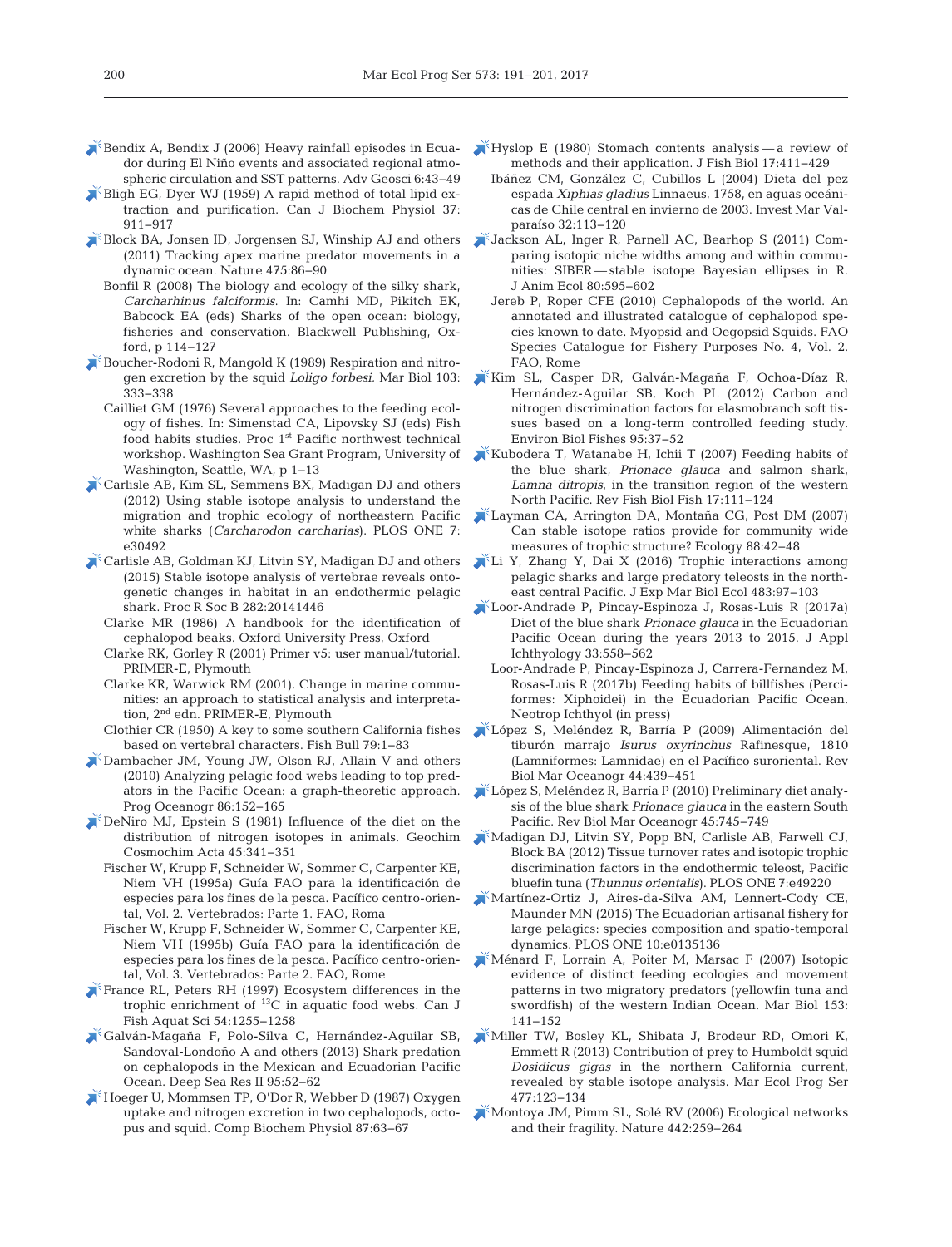Bendix A, Bendix J (2006) Heavy rainfall episodes in Ecuador during El Niño events and associated regional atmospheric circulation and SST patterns. Adv Geosci 6:43–49

Bligh EG, Dyer WJ (1959) A rapid method of total lipid extraction and purification. Can J Biochem Physiol 37: 911–917

Block BA, Jonsen ID, Jorgensen SJ, Winship AJ and others (2011) Tracking apex marine predator movements in a dynamic ocean. Nature 475:86–90

Bonfil R (2008) The biology and ecology of the silky shark, *Carcharhinus falciformis*. In: Camhi MD, Pikitch EK, Babcock EA (eds) Sharks of the open ocean: biology, fisheries and conservation. Blackwell Publishing, Oxford, p 114–127

Boucher-Rodoni R, Mangold K (1989) Respiration and nitrogen excretion by the squid *Loligo forbesi*. Mar Biol 103: 333–338

Cailliet GM (1976) Several approaches to the feeding ecology of fishes. In: Simenstad CA, Lipovsky SJ (eds) Fish food habits studies. Proc 1st Pacific northwest technical workshop. Washington Sea Grant Program, University of Washington, Seattle, WA, p 1–13

Carlisle AB, Kim SL, Semmens BX, Madigan DJ and others (2012) Using stable isotope analysis to understand the migration and trophic ecology of northeastern Pacific white sharks (*Carcharodon carcharias*). PLOS ONE 7: e30492

Carlisle AB, Goldman KJ, Litvin SY, Madigan DJ and others (2015) Stable isotope analysis of vertebrae reveals ontogenetic changes in habitat in an endothermic pelagic shark. Proc R Soc B 282:20141446

Clarke MR (1986) A handbook for the identification of cephalopod beaks. Oxford University Press, Oxford

Clarke RK, Gorley R (2001) Primer v5: user manual/tutorial. PRIMER-E, Plymouth

Clarke KR, Warwick RM (2001). Change in marine communities: an approach to statistical analysis and interpretation, 2nd edn. PRIMER-E, Plymouth

Clothier CR (1950) A key to some southern California fishes based on vertebral characters. Fish Bull 79:1–83

Dambacher JM, Young JW, Olson RJ, Allain V and others (2010) Analyzing pelagic food webs leading to top predators in the Pacific Ocean: a graph-theoretic approach. Prog Oceanogr 86:152–165

DeNiro MJ, Epstein S (1981) Influence of the diet on the distribution of nitrogen isotopes in animals. Geochim Cosmochim Acta 45:341–351

Fischer W, Krupp F, Schneider W, Sommer C, Carpenter KE, Niem VH (1995a) Guía FAO para la identificación de especies para los fines de la pesca. Pacífico centro-oriental, Vol. 2. Vertebrados: Parte 1. FAO, Roma

Fischer W, Krupp F, Schneider W, Sommer C, Carpenter KE, Niem VH (1995b) Guía FAO para la identificación de especies para los fines de la pesca. Pacífico centro-oriental, Vol. 3. Vertebrados: Parte 2. FAO, Rome

France RL, Peters RH (1997) Ecosystem differences in the trophic enrichment of $^{13}C$ in aquatic food webs. Can J Fish Aquat Sci 54:1255–1258

Galván-Magaña F, Polo-Silva C, Hernández-Aguilar SB, Sandoval-Londoño A and others (2013) Shark predation on cephalopods in the Mexican and Ecuadorian Pacific Ocean. Deep Sea Res II 95:52–62

Hoeger U, Mommsen TP, O'Dor R, Webber D (1987) Oxygen uptake and nitrogen excretion in two cephalopods, octopus and squid. Comp Biochem Physiol 87:63–67

Hyslop E (1980) Stomach contents analysis — a review of methods and their application. J Fish Biol 17:411–429

Ibáñez CM, González C, Cubillos L (2004) Dieta del pez espada *Xiphias gladius* Linnaeus, 1758, en aguas oceánicas de Chile central en invierno de 2003. Invest Mar Valparaíso 32:113–120

Jackson AL, Inger R, Parnell AC, Bearhop S (2011) Comparing isotopic niche widths among and within communities: SIBER — stable isotope Bayesian ellipses in R. J Anim Ecol 80:595–602

Jereb P, Roper CFE (2010) Cephalopods of the world. An annotated and illustrated catalogue of cephalopod species known to date. Myopsid and Oegopsid Squids. FAO Species Catalogue for Fishery Purposes No. 4, Vol. 2. FAO, Rome

Kim SL, Casper DR, Galván-Magaña F, Ochoa-Díaz R, Hernández-Aguilar SB, Koch PL (2012) Carbon and nitrogen discrimination factors for elasmobranch soft tissues based on a long-term controlled feeding study. Environ Biol Fishes 95:37–52

Kubodera T, Watanabe H, Ichii T (2007) Feeding habits of the blue shark, *Prionace glauca* and salmon shark, *Lamna ditropis*, in the transition region of the western North Pacific. Rev Fish Biol Fish 17:111–124

Layman CA, Arrington DA, Montaña CG, Post DM (2007) Can stable isotope ratios provide for community wide measures of trophic structure? Ecology 88:42–48

Li Y, Zhang Y, Dai X (2016) Trophic interactions among pelagic sharks and large predatory teleosts in the northeast central Pacific. J Exp Mar Biol Ecol 483:97–103

Loor-Andrade P, Pincay-Espinoza J, Rosas-Luis R (2017a) Diet of the blue shark *Prionace glauca* in the Ecuadorian Pacific Ocean during the years 2013 to 2015. J Appl Ichthyology 33:558–562

Loor-Andrade P, Pincay-Espinoza J, Carrera-Fernandez M, Rosas-Luis R (2017b) Feeding habits of billfishes (Perciformes: Xiphoidei) in the Ecuadorian Pacific Ocean. Neotrop Ichthyol (in press)

López S, Meléndez R, Barría P (2009) Alimentación del tiburón marrajo *Isurus oxyrinchus* Rafinesque, 1810 (Lamniformes: Lamnidae) en el Pacífico suroriental. Rev Biol Mar Oceanogr 44:439–451

López S, Meléndez R, Barría P (2010) Preliminary diet analysis of the blue shark *Prionace glauca* in the eastern South Pacific. Rev Biol Mar Oceanogr 45:745–749

Madigan DJ, Litvin SY, Popp BN, Carlisle AB, Farwell CJ, Block BA (2012) Tissue turnover rates and isotopic trophic discrimination factors in the endothermic teleost, Pacific bluefin tuna (*Thunnus orientalis*). PLOS ONE 7:e49220

Martínez-Ortiz J, Aires-da-Silva AM, Lennert-Cody CE, Maunder MN (2015) The Ecuadorian artisanal fishery for large pelagics: species composition and spatio-temporal dynamics. PLOS ONE 10:e0135136

Ménard F, Lorrain A, Poiter M, Marsac F (2007) Isotopic evidence of distinct feeding ecologies and movement patterns in two migratory predators (yellowfin tuna and swordfish) of the western Indian Ocean. Mar Biol 153: 141–152

Miller TW, Bosley KL, Shibata J, Brodeur RD, Omori K, Emmett R (2013) Contribution of prey to Humboldt squid *Dosidicus gigas* in the northern California current, revealed by stable isotope analysis. Mar Ecol Prog Ser 477:123–134

Montoya JM, Pimm SL, Solé RV (2006) Ecological networks and their fragility. Nature 442:259–264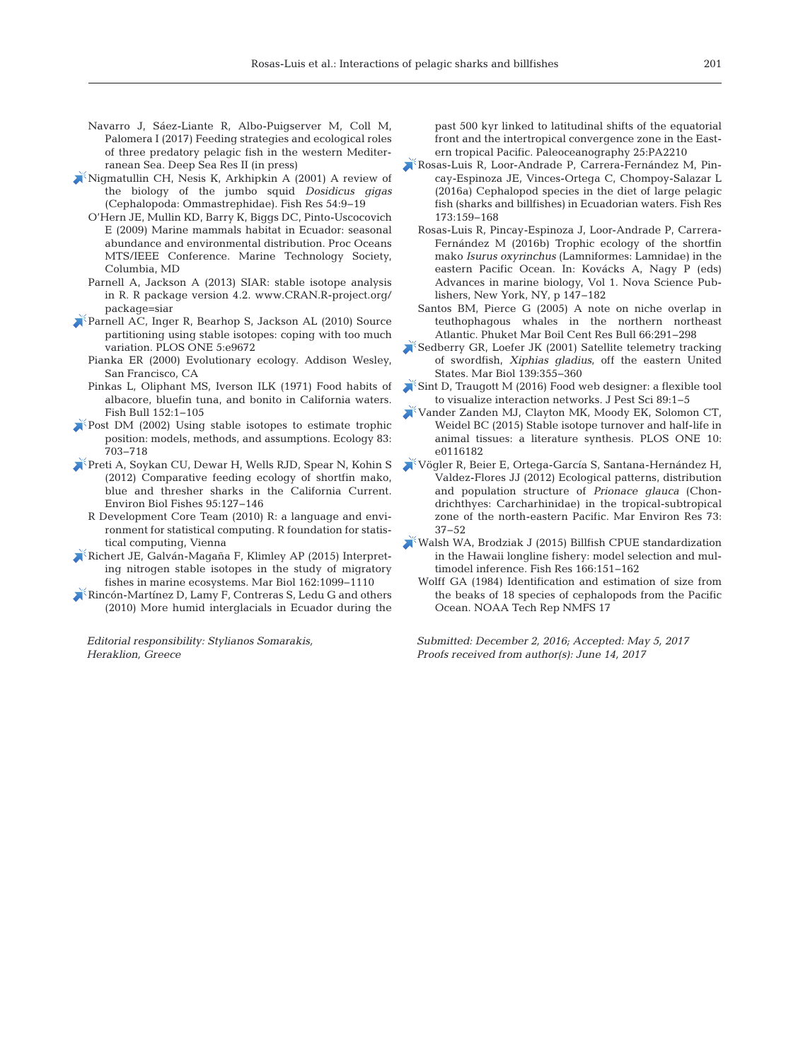Navarro J, Sáez-Liante R, Albo-Puigserver M, Coll M, Palomera I (2017) Feeding strategies and ecological roles of three predatory pelagic fish in the western Mediterranean Sea. Deep Sea Res II (in press)

Nigmatullin CH, Nesis K, Arkhipkin A (2001) A review of the biology of the jumbo squid *Dosidicus gigas* (Cephalopoda: Ommastrephidae). Fish Res 54:9–19

O'Hern JE, Mullin KD, Barry K, Biggs DC, Pinto-Uscocovich E (2009) Marine mammals habitat in Ecuador: seasonal abundance and environmental distribution. Proc Oceans MTS/IEEE Conference. Marine Technology Society, Columbia, MD

Parnell A, Jackson A (2013) SIAR: stable isotope analysis in R. R package version 4.2. www.CRAN.R-project.org/package=siar

Parnell AC, Inger R, Bearhop S, Jackson AL (2010) Source partitioning using stable isotopes: coping with too much variation. PLOS ONE 5:e9672

Pianka ER (2000) Evolutionary ecology. Addison Wesley, San Francisco, CA

Pinkas L, Oliphant MS, Iverson ILK (1971) Food habits of albacore, bluefin tuna, and bonito in California waters. Fish Bull 152:1–105

Post DM (2002) Using stable isotopes to estimate trophic position: models, methods, and assumptions. Ecology 83: 703–718

Preti A, Soykan CU, Dewar H, Wells RJD, Spear N, Kohin S (2012) Comparative feeding ecology of shortfin mako, blue and thresher sharks in the California Current. Environ Biol Fishes 95:127–146

R Development Core Team (2010) R: a language and environment for statistical computing. R foundation for statistical computing, Vienna

Richert JE, Galván-Magaña F, Klimley AP (2015) Interpreting nitrogen stable isotopes in the study of migratory fishes in marine ecosystems. Mar Biol 162:1099–1110

Rincón-Martínez D, Lamy F, Contreras S, Ledu G and others (2010) More humid interglacials in Ecuador during the past 500 kyr linked to latitudinal shifts of the equatorial front and the intertropical convergence zone in the Eastern tropical Pacific. Paleoceanography 25:PA2210

Rosas-Luis R, Loor-Andrade P, Carrera-Fernández M, Pincay-Espinoza JE, Vinces-Ortega C, Chompoy-Salazar L (2016a) Cephalopod species in the diet of large pelagic fish (sharks and billfishes) in Ecuadorian waters. Fish Res 173:159–168

Rosas-Luis R, Pincay-Espinoza J, Loor-Andrade P, Carrera-Fernández M (2016b) Trophic ecology of the shortfin mako *Isurus oxyrinchus* (Lamniformes: Lamnidae) in the eastern Pacific Ocean. In: Kovácks A, Nagy P (eds) Advances in marine biology, Vol 1. Nova Science Publishers, New York, NY, p 147–182

Santos BM, Pierce G (2005) A note on niche overlap in teuthophagous whales in the northern northeast Atlantic. Phuket Mar Boil Cent Res Bull 66:291–298

Sedberry GR, Loefer JK (2001) Satellite telemetry tracking of swordfish, *Xiphias gladius*, off the eastern United States. Mar Biol 139:355–360

Sint D, Traugott M (2016) Food web designer: a flexible tool to visualize interaction networks. J Pest Sci 89:1–5

Vander Zanden MJ, Clayton MK, Moody EK, Solomon CT, Weidel BC (2015) Stable isotope turnover and half-life in animal tissues: a literature synthesis. PLOS ONE 10: e0116182

Vögler R, Beier E, Ortega-García S, Santana-Hernández H, Valdez-Flores JJ (2012) Ecological patterns, distribution and population structure of *Prionace glauca* (Chondrichthyes: Carcharhinidae) in the tropical-subtropical zone of the north-eastern Pacific. Mar Environ Res 73: 37–52

Walsh WA, Brodziak J (2015) Billfish CPUE standardization in the Hawaii longline fishery: model selection and multimodel inference. Fish Res 166:151–162

Wolff GA (1984) Identification and estimation of size from the beaks of 18 species of cephalopods from the Pacific Ocean. NOAA Tech Rep NMFS 17

*Editorial responsibility: Stylianos Somarakis, Heraklion, Greece*

*Submitted: December 2, 2016; Accepted: May 5, 2017*
*Proofs received from author(s): June 14, 2017*